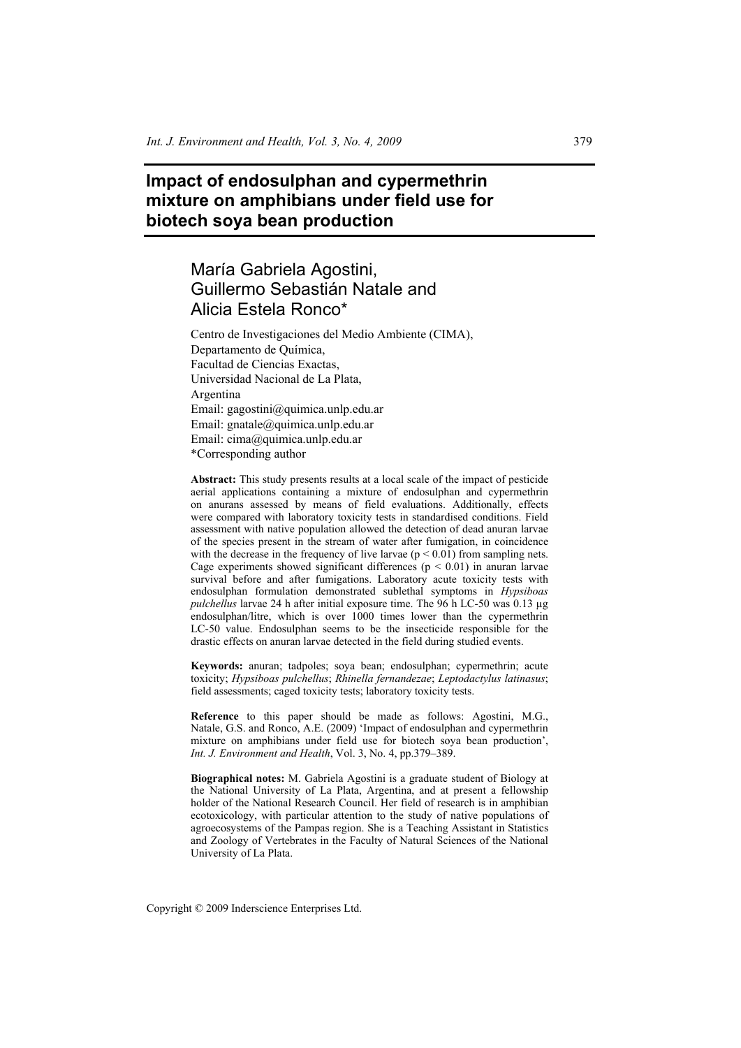# Impact of endosulphan and cypermethrin mixture on amphibians under field use for biotech soya bean production

## María Gabriela Agostini, Guillermo Sebastián Natale and Alicia Estela Ronco*

Centro de Investigaciones del Medio Ambiente (CIMA),
Departamento de Química,
Facultad de Ciencias Exactas,
Universidad Nacional de La Plata,
Argentina
Email: gagostini@quimica.unlp.edu.ar
Email: gnatale@quimica.unlp.edu.ar
Email: cima@quimica.unlp.edu.ar
*Corresponding author

**Abstract:** This study presents results at a local scale of the impact of pesticide aerial applications containing a mixture of endosulphan and cypermethrin on anurans assessed by means of field evaluations. Additionally, effects were compared with laboratory toxicity tests in standardised conditions. Field assessment with native population allowed the detection of dead anuran larvae of the species present in the stream of water after fumigation, in coincidence with the decrease in the frequency of live larvae ($p < 0.01$) from sampling nets. Cage experiments showed significant differences ($p < 0.01$) in anuran larvae survival before and after fumigations. Laboratory acute toxicity tests with endosulphan formulation demonstrated sublethal symptoms in *Hypsiboas pulchellus* larvae 24 h after initial exposure time. The 96 h LC-50 was 0.13 µg endosulphan/litre, which is over 1000 times lower than the cypermethrin LC-50 value. Endosulphan seems to be the insecticide responsible for the drastic effects on anuran larvae detected in the field during studied events.

**Keywords:** anuran; tadpoles; soya bean; endosulphan; cypermethrin; acute toxicity; *Hypsiboas pulchellus*; *Rhinella fernandezae*; *Leptodactylus latinasus*; field assessments; caged toxicity tests; laboratory toxicity tests.

**Reference** to this paper should be made as follows: Agostini, M.G., Natale, G.S. and Ronco, A.E. (2009) 'Impact of endosulphan and cypermethrin mixture on amphibians under field use for biotech soya bean production', *Int. J. Environment and Health*, Vol. 3, No. 4, pp.379–389.

**Biographical notes:** M. Gabriela Agostini is a graduate student of Biology at the National University of La Plata, Argentina, and at present a fellowship holder of the National Research Council. Her field of research is in amphibian ecotoxicology, with particular attention to the study of native populations of agroecosystems of the Pampas region. She is a Teaching Assistant in Statistics and Zoology of Vertebrates in the Faculty of Natural Sciences of the National University of La Plata.

Copyright © 2009 Inderscience Enterprises Ltd.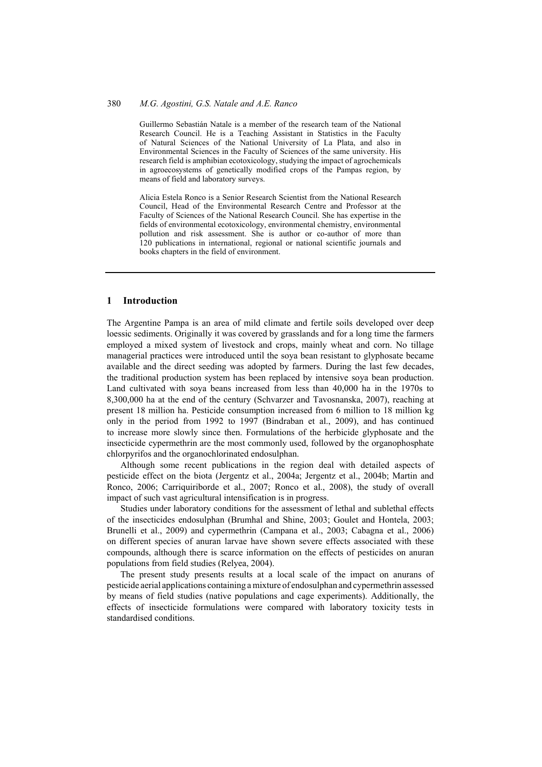Guillermo Sebastián Natale is a member of the research team of the National Research Council. He is a Teaching Assistant in Statistics in the Faculty of Natural Sciences of the National University of La Plata, and also in Environmental Sciences in the Faculty of Sciences of the same university. His research field is amphibian ecotoxicology, studying the impact of agrochemicals in agroecosystems of genetically modified crops of the Pampas region, by means of field and laboratory surveys.

Alicia Estela Ronco is a Senior Research Scientist from the National Research Council, Head of the Environmental Research Centre and Professor at the Faculty of Sciences of the National Research Council. She has expertise in the fields of environmental ecotoxicology, environmental chemistry, environmental pollution and risk assessment. She is author or co-author of more than 120 publications in international, regional or national scientific journals and books chapters in the field of environment.

## 1 Introduction

The Argentine Pampa is an area of mild climate and fertile soils developed over deep loessic sediments. Originally it was covered by grasslands and for a long time the farmers employed a mixed system of livestock and crops, mainly wheat and corn. No tillage managerial practices were introduced until the soya bean resistant to glyphosate became available and the direct seeding was adopted by farmers. During the last few decades, the traditional production system has been replaced by intensive soya bean production. Land cultivated with soya beans increased from less than 40,000 ha in the 1970s to 8,300,000 ha at the end of the century (Schvarzer and Tavosnanska, 2007), reaching at present 18 million ha. Pesticide consumption increased from 6 million to 18 million kg only in the period from 1992 to 1997 (Bindraban et al., 2009), and has continued to increase more slowly since then. Formulations of the herbicide glyphosate and the insecticide cypermethrin are the most commonly used, followed by the organophosphate chlorpyrifos and the organochlorinated endosulphan.

Although some recent publications in the region deal with detailed aspects of pesticide effect on the biota (Jergentz et al., 2004a; Jergentz et al., 2004b; Martin and Ronco, 2006; Carriquiriborde et al., 2007; Ronco et al., 2008), the study of overall impact of such vast agricultural intensification is in progress.

Studies under laboratory conditions for the assessment of lethal and sublethal effects of the insecticides endosulphan (Brumhal and Shine, 2003; Goulet and Hontela, 2003; Brunelli et al., 2009) and cypermethrin (Campana et al., 2003; Cabagna et al., 2006) on different species of anuran larvae have shown severe effects associated with these compounds, although there is scarce information on the effects of pesticides on anuran populations from field studies (Relyea, 2004).

The present study presents results at a local scale of the impact on anurans of pesticide aerial applications containing a mixture of endosulphan and cypermethrin assessed by means of field studies (native populations and cage experiments). Additionally, the effects of insecticide formulations were compared with laboratory toxicity tests in standardised conditions.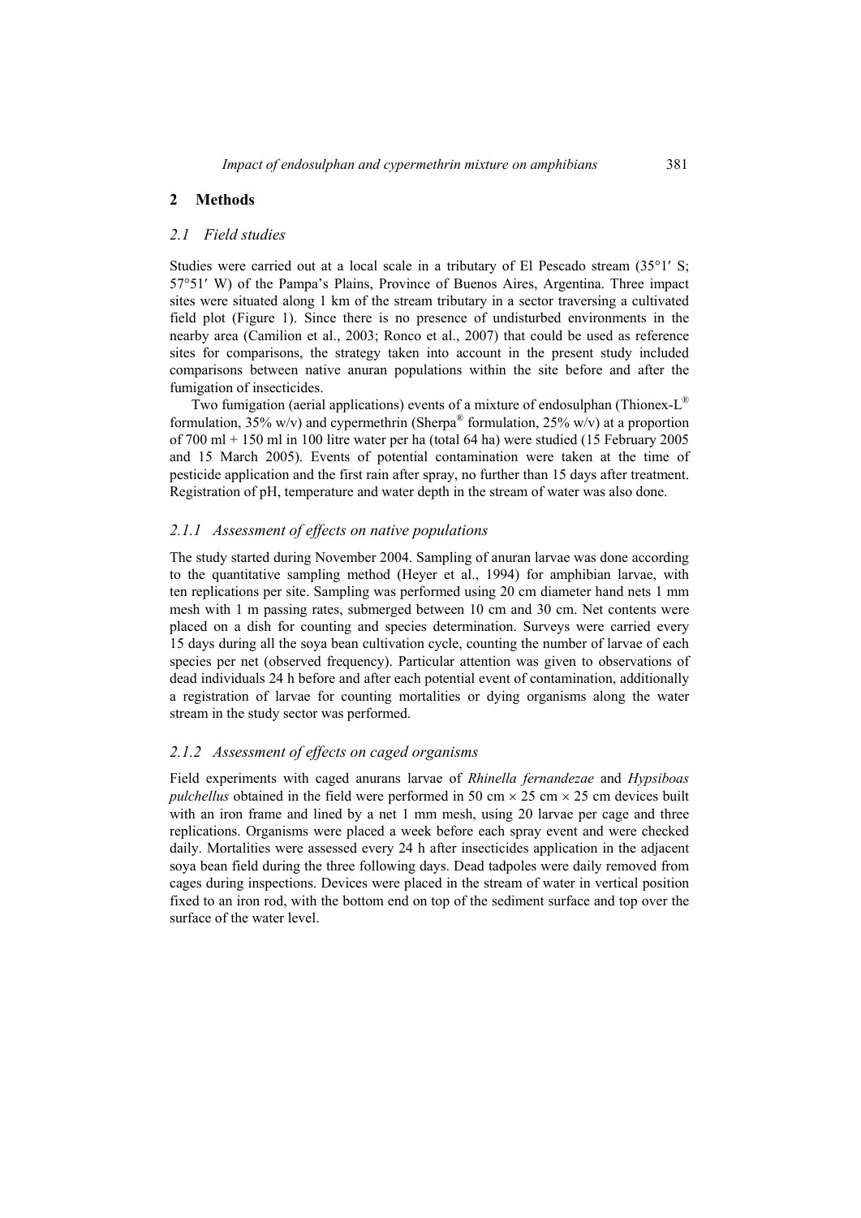## 2 Methods

### *2.1 Field studies*

Studies were carried out at a local scale in a tributary of El Pescado stream (35°1′ S; 57°51′ W) of the Pampa's Plains, Province of Buenos Aires, Argentina. Three impact sites were situated along 1 km of the stream tributary in a sector traversing a cultivated field plot (Figure 1). Since there is no presence of undisturbed environments in the nearby area (Camilion et al., 2003; Ronco et al., 2007) that could be used as reference sites for comparisons, the strategy taken into account in the present study included comparisons between native anuran populations within the site before and after the fumigation of insecticides.

Two fumigation (aerial applications) events of a mixture of endosulphan (Thionex-L® formulation, 35% w/v) and cypermethrin (Sherpa® formulation, 25% w/v) at a proportion of 700 ml + 150 ml in 100 litre water per ha (total 64 ha) were studied (15 February 2005 and 15 March 2005). Events of potential contamination were taken at the time of pesticide application and the first rain after spray, no further than 15 days after treatment. Registration of pH, temperature and water depth in the stream of water was also done.

#### *2.1.1 Assessment of effects on native populations*

The study started during November 2004. Sampling of anuran larvae was done according to the quantitative sampling method (Heyer et al., 1994) for amphibian larvae, with ten replications per site. Sampling was performed using 20 cm diameter hand nets 1 mm mesh with 1 m passing rates, submerged between 10 cm and 30 cm. Net contents were placed on a dish for counting and species determination. Surveys were carried every 15 days during all the soya bean cultivation cycle, counting the number of larvae of each species per net (observed frequency). Particular attention was given to observations of dead individuals 24 h before and after each potential event of contamination, additionally a registration of larvae for counting mortalities or dying organisms along the water stream in the study sector was performed.

#### *2.1.2 Assessment of effects on caged organisms*

Field experiments with caged anurans larvae of *Rhinella fernandezae* and *Hypsiboas pulchellus* obtained in the field were performed in 50 cm × 25 cm × 25 cm devices built with an iron frame and lined by a net 1 mm mesh, using 20 larvae per cage and three replications. Organisms were placed a week before each spray event and were checked daily. Mortalities were assessed every 24 h after insecticides application in the adjacent soya bean field during the three following days. Dead tadpoles were daily removed from cages during inspections. Devices were placed in the stream of water in vertical position fixed to an iron rod, with the bottom end on top of the sediment surface and top over the surface of the water level.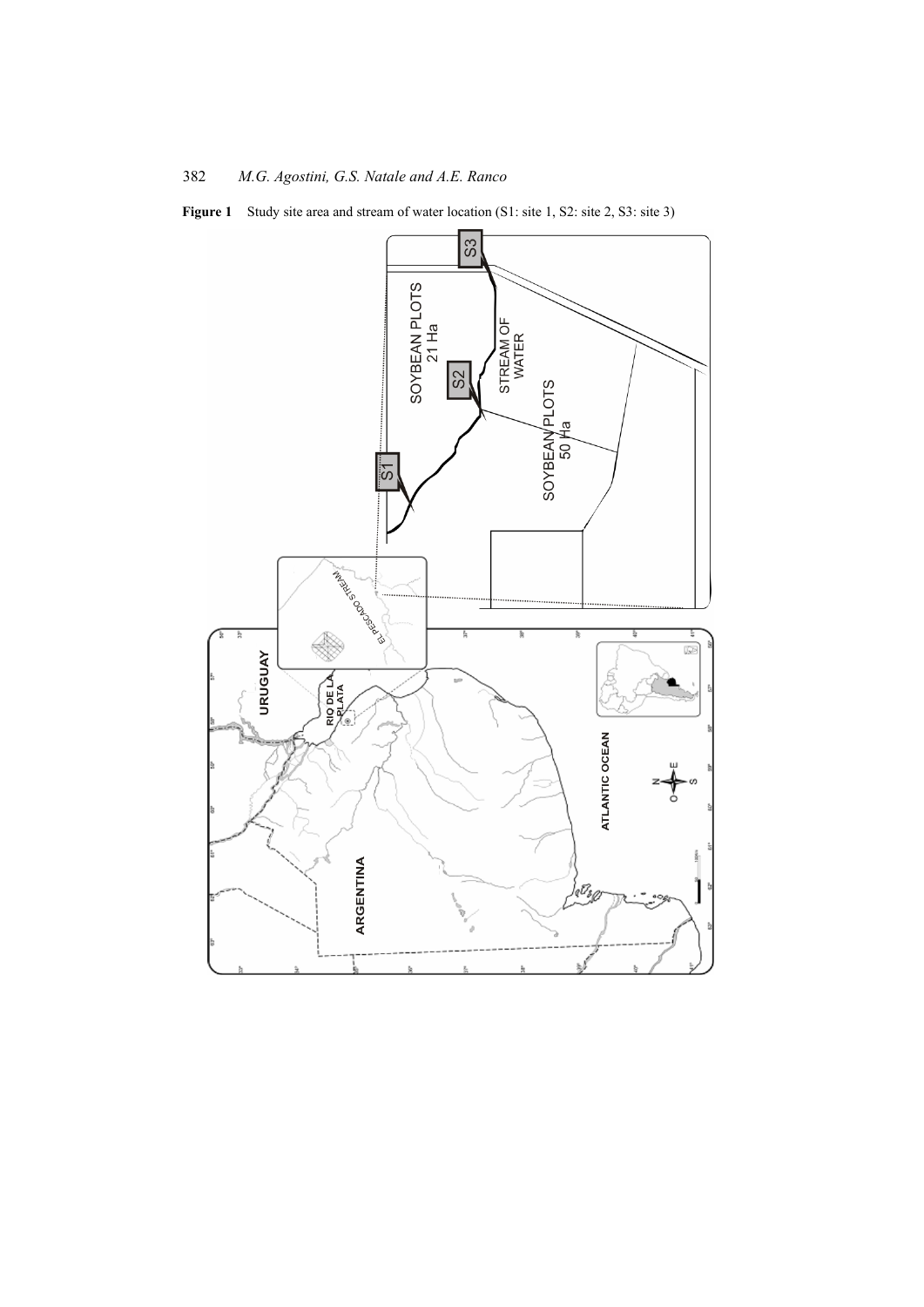**Figure 1** Study site area and stream of water location (S1: site 1, S2: site 2, S3: site 3)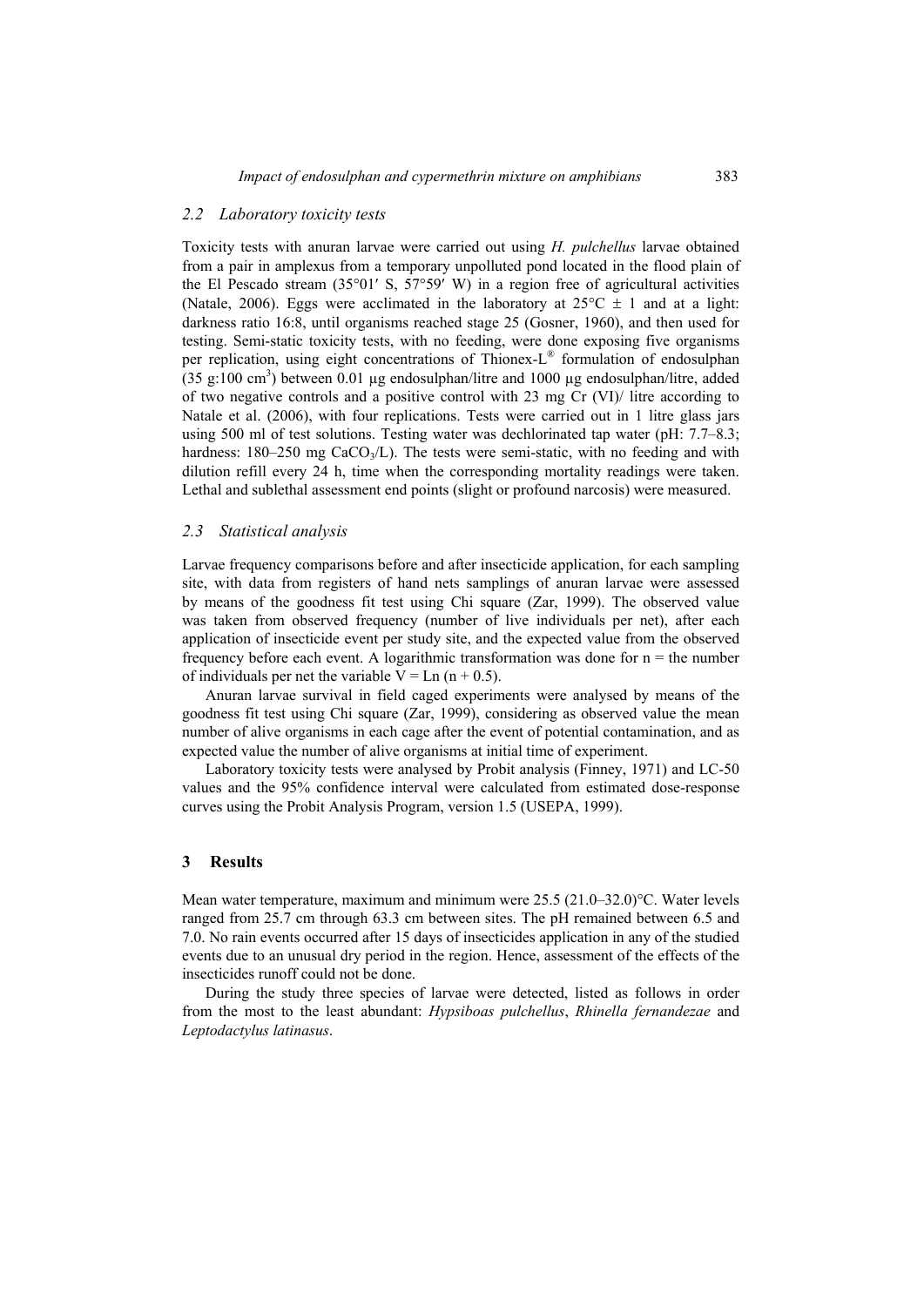### 2.2 Laboratory toxicity tests

Toxicity tests with anuran larvae were carried out using *H. pulchellus* larvae obtained from a pair in amplexus from a temporary unpolluted pond located in the flood plain of the El Pescado stream (35°01′ S, 57°59′ W) in a region free of agricultural activities (Natale, 2006). Eggs were acclimated in the laboratory at 25°C ± 1 and at a light: darkness ratio 16:8, until organisms reached stage 25 (Gosner, 1960), and then used for testing. Semi-static toxicity tests, with no feeding, were done exposing five organisms per replication, using eight concentrations of Thionex-L® formulation of endosulphan (35 g:100 $cm^3$) between 0.01 μg endosulphan/litre and 1000 μg endosulphan/litre, added of two negative controls and a positive control with 23 mg Cr (VI)/ litre according to Natale et al. (2006), with four replications. Tests were carried out in 1 litre glass jars using 500 ml of test solutions. Testing water was dechlorinated tap water (pH: 7.7–8.3; hardness: 180–250 mg $CaCO_3$/L). The tests were semi-static, with no feeding and with dilution refill every 24 h, time when the corresponding mortality readings were taken. Lethal and sublethal assessment end points (slight or profound narcosis) were measured.

### 2.3 Statistical analysis

Larvae frequency comparisons before and after insecticide application, for each sampling site, with data from registers of hand nets samplings of anuran larvae were assessed by means of the goodness fit test using Chi square (Zar, 1999). The observed value was taken from observed frequency (number of live individuals per net), after each application of insecticide event per study site, and the expected value from the observed frequency before each event. A logarithmic transformation was done for n = the number of individuals per net the variable $V = \text{Ln}(n + 0.5)$.

Anuran larvae survival in field caged experiments were analysed by means of the goodness fit test using Chi square (Zar, 1999), considering as observed value the mean number of alive organisms in each cage after the event of potential contamination, and as expected value the number of alive organisms at initial time of experiment.

Laboratory toxicity tests were analysed by Probit analysis (Finney, 1971) and LC-50 values and the 95% confidence interval were calculated from estimated dose-response curves using the Probit Analysis Program, version 1.5 (USEPA, 1999).

## 3 Results

Mean water temperature, maximum and minimum were 25.5 (21.0–32.0)°C. Water levels ranged from 25.7 cm through 63.3 cm between sites. The pH remained between 6.5 and 7.0. No rain events occurred after 15 days of insecticides application in any of the studied events due to an unusual dry period in the region. Hence, assessment of the effects of the insecticides runoff could not be done.

During the study three species of larvae were detected, listed as follows in order from the most to the least abundant: *Hypsiboas pulchellus*, *Rhinella fernandezae* and *Leptodactylus latinasus*.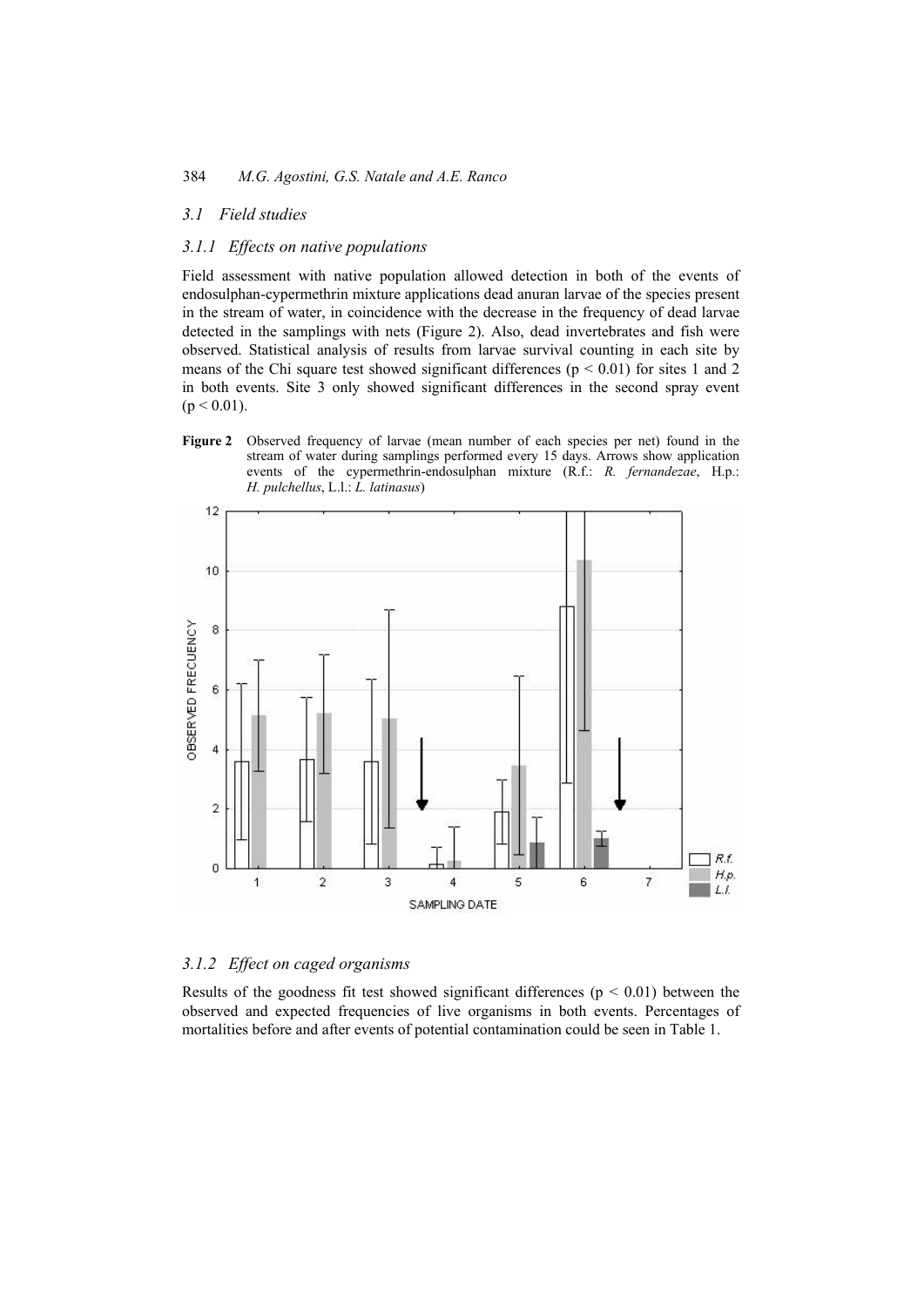### 3.1 Field studies

### 3.1.1 Effects on native populations

Field assessment with native population allowed detection in both of the events of endosulphan-cypermethrin mixture applications dead anuran larvae of the species present in the stream of water, in coincidence with the decrease in the frequency of dead larvae detected in the samplings with nets (Figure 2). Also, dead invertebrates and fish were observed. Statistical analysis of results from larvae survival counting in each site by means of the Chi square test showed significant differences ($p < 0.01$) for sites 1 and 2 in both events. Site 3 only showed significant differences in the second spray event ($p < 0.01$).

**Figure 2** Observed frequency of larvae (mean number of each species per net) found in the stream of water during samplings performed every 15 days. Arrows show application events of the cypermethrin-endosulphan mixture (R.f.: *R. fernandezae*, H.p.: *H. pulchellus*, L.l.: *L. latinasus*)

### 3.1.2 Effect on caged organisms

Results of the goodness fit test showed significant differences ($p < 0.01$) between the observed and expected frequencies of live organisms in both events. Percentages of mortalities before and after events of potential contamination could be seen in Table 1.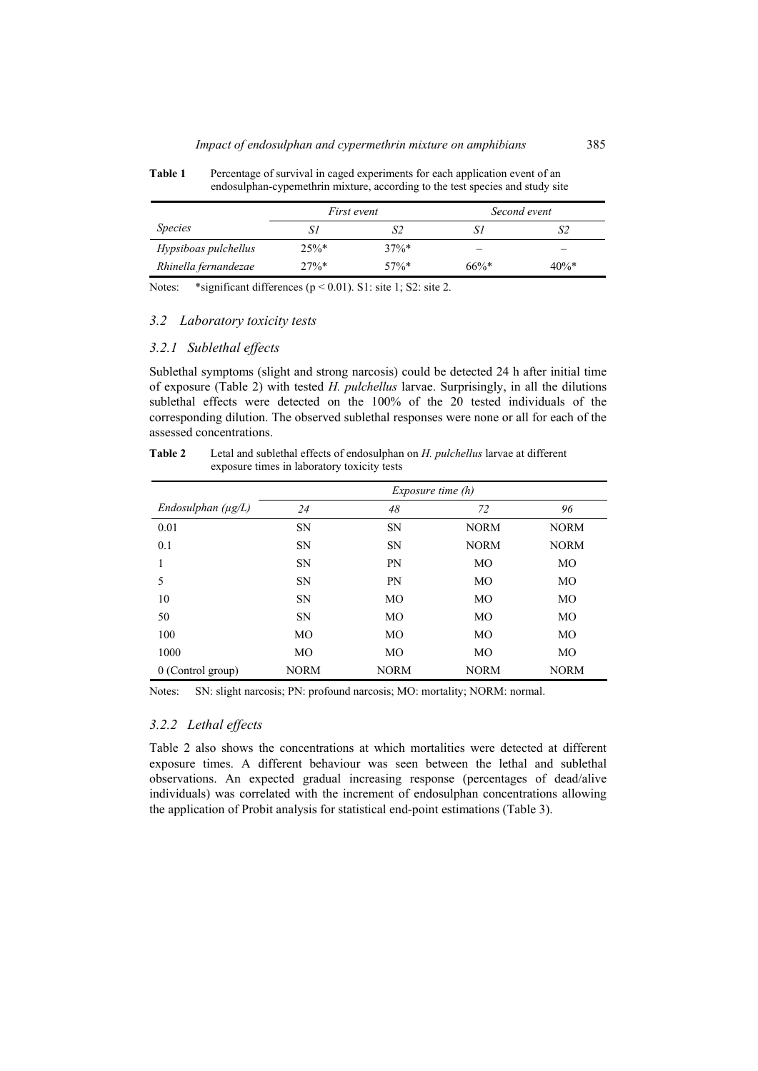**Table 1** Percentage of survival in caged experiments for each application event of an endosulphan-cypemethrin mixture, according to the test species and study site

| *Species* | *First event* | | *Second event* | |
|---|---|---|---|---|
| | *S1* | *S2* | *S1* | *S2* |
| *Hypsiboas pulchellus* | 25%* | 37%* | – | – |
| *Rhinella fernandezae* | 27%* | 57%* | 66%* | 40%* |

Notes: *significant differences ($p < 0.01$). S1: site 1; S2: site 2.

### 3.2 Laboratory toxicity tests

#### 3.2.1 Sublethal effects

Sublethal symptoms (slight and strong narcosis) could be detected 24 h after initial time of exposure (Table 2) with tested *H. pulchellus* larvae. Surprisingly, in all the dilutions sublethal effects were detected on the 100% of the 20 tested individuals of the corresponding dilution. The observed sublethal responses were none or all for each of the assessed concentrations.

**Table 2** Letal and sublethal effects of endosulphan on *H. pulchellus* larvae at different exposure times in laboratory toxicity tests

| *Endosulphan (μg/L)* | *Exposure time (h)* | | | |
|---|---|---|---|---|
| | *24* | *48* | *72* | *96* |
| 0.01 | SN | SN | NORM | NORM |
| 0.1 | SN | SN | NORM | NORM |
| 1 | SN | PN | MO | MO |
| 5 | SN | PN | MO | MO |
| 10 | SN | MO | MO | MO |
| 50 | SN | MO | MO | MO |
| 100 | MO | MO | MO | MO |
| 1000 | MO | MO | MO | MO |
| 0 (Control group) | NORM | NORM | NORM | NORM |

Notes: SN: slight narcosis; PN: profound narcosis; MO: mortality; NORM: normal.

#### 3.2.2 Lethal effects

Table 2 also shows the concentrations at which mortalities were detected at different exposure times. A different behaviour was seen between the lethal and sublethal observations. An expected gradual increasing response (percentages of dead/alive individuals) was correlated with the increment of endosulphan concentrations allowing the application of Probit analysis for statistical end-point estimations (Table 3).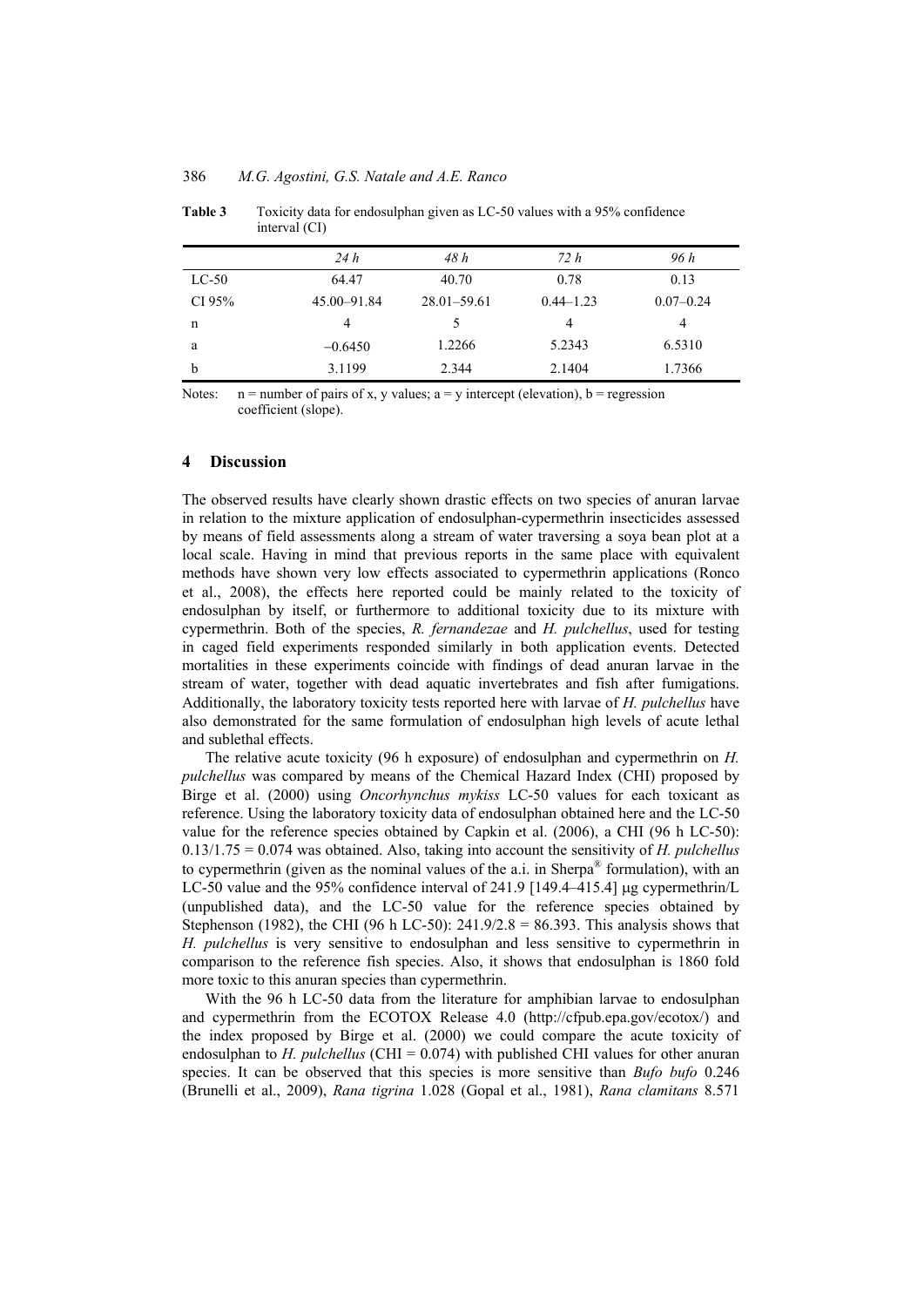**Table 3** Toxicity data for endosulphan given as LC-50 values with a 95% confidence interval (CI)

| | *24 h* | *48 h* | *72 h* | *96 h* |
|---|---|---|---|---|
| LC-50 | 64.47 | 40.70 | 0.78 | 0.13 |
| CI 95% | 45.00–91.84 | 28.01–59.61 | 0.44–1.23 | 0.07–0.24 |
| n | 4 | 5 | 4 | 4 |
| a | −0.6450 | 1.2266 | 5.2343 | 6.5310 |
| b | 3.1199 | 2.344 | 2.1404 | 1.7366 |

Notes: n = number of pairs of x, y values; a = y intercept (elevation), b = regression coefficient (slope).

## 4 Discussion

The observed results have clearly shown drastic effects on two species of anuran larvae in relation to the mixture application of endosulphan-cypermethrin insecticides assessed by means of field assessments along a stream of water traversing a soya bean plot at a local scale. Having in mind that previous reports in the same place with equivalent methods have shown very low effects associated to cypermethrin applications (Ronco et al., 2008), the effects here reported could be mainly related to the toxicity of endosulphan by itself, or furthermore to additional toxicity due to its mixture with cypermethrin. Both of the species, *R. fernandezae* and *H. pulchellus*, used for testing in caged field experiments responded similarly in both application events. Detected mortalities in these experiments coincide with findings of dead anuran larvae in the stream of water, together with dead aquatic invertebrates and fish after fumigations. Additionally, the laboratory toxicity tests reported here with larvae of *H. pulchellus* have also demonstrated for the same formulation of endosulphan high levels of acute lethal and sublethal effects.

The relative acute toxicity (96 h exposure) of endosulphan and cypermethrin on *H. pulchellus* was compared by means of the Chemical Hazard Index (CHI) proposed by Birge et al. (2000) using *Oncorhynchus mykiss* LC-50 values for each toxicant as reference. Using the laboratory toxicity data of endosulphan obtained here and the LC-50 value for the reference species obtained by Capkin et al. (2006), a CHI (96 h LC-50): $0.13/1.75 = 0.074$ was obtained. Also, taking into account the sensitivity of *H. pulchellus* to cypermethrin (given as the nominal values of the a.i. in Sherpa® formulation), with an LC-50 value and the 95% confidence interval of 241.9 [149.4–415.4] μg cypermethrin/L (unpublished data), and the LC-50 value for the reference species obtained by Stephenson (1982), the CHI (96 h LC-50): $241.9/2.8 = 86.393$. This analysis shows that *H. pulchellus* is very sensitive to endosulphan and less sensitive to cypermethrin in comparison to the reference fish species. Also, it shows that endosulphan is 1860 fold more toxic to this anuran species than cypermethrin.

With the 96 h LC-50 data from the literature for amphibian larvae to endosulphan and cypermethrin from the ECOTOX Release 4.0 (http://cfpub.epa.gov/ecotox/) and the index proposed by Birge et al. (2000) we could compare the acute toxicity of endosulphan to *H. pulchellus* (CHI = 0.074) with published CHI values for other anuran species. It can be observed that this species is more sensitive than *Bufo bufo* 0.246 (Brunelli et al., 2009), *Rana tigrina* 1.028 (Gopal et al., 1981), *Rana clamitans* 8.571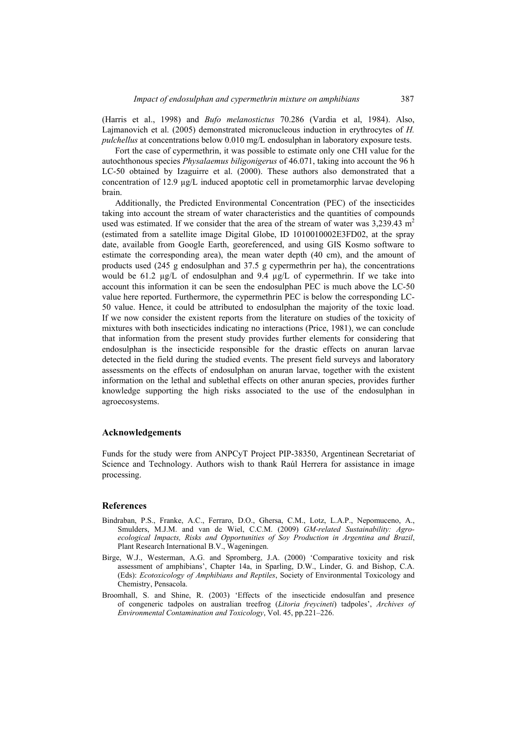(Harris et al., 1998) and *Bufo melanostictus* 70.286 (Vardia et al, 1984). Also, Lajmanovich et al. (2005) demonstrated micronucleous induction in erythrocytes of *H. pulchellus* at concentrations below 0.010 mg/L endosulphan in laboratory exposure tests.

Fort the case of cypermethrin, it was possible to estimate only one CHI value for the autochthonous species *Physalaemus biligonigerus* of 46.071, taking into account the 96 h LC-50 obtained by Izaguirre et al. (2000). These authors also demonstrated that a concentration of 12.9 µg/L induced apoptotic cell in prometamorphic larvae developing brain.

Additionally, the Predicted Environmental Concentration (PEC) of the insecticides taking into account the stream of water characteristics and the quantities of compounds used was estimated. If we consider that the area of the stream of water was 3,239.43 $m^2$ (estimated from a satellite image Digital Globe, ID 1010010002E3FD02, at the spray date, available from Google Earth, georeferenced, and using GIS Kosmo software to estimate the corresponding area), the mean water depth (40 cm), and the amount of products used (245 g endosulphan and 37.5 g cypermethrin per ha), the concentrations would be 61.2 µg/L of endosulphan and 9.4 µg/L of cypermethrin. If we take into account this information it can be seen the endosulphan PEC is much above the LC-50 value here reported. Furthermore, the cypermethrin PEC is below the corresponding LC-50 value. Hence, it could be attributed to endosulphan the majority of the toxic load. If we now consider the existent reports from the literature on studies of the toxicity of mixtures with both insecticides indicating no interactions (Price, 1981), we can conclude that information from the present study provides further elements for considering that endosulphan is the insecticide responsible for the drastic effects on anuran larvae detected in the field during the studied events. The present field surveys and laboratory assessments on the effects of endosulphan on anuran larvae, together with the existent information on the lethal and sublethal effects on other anuran species, provides further knowledge supporting the high risks associated to the use of the endosulphan in agroecosystems.

## Acknowledgements

Funds for the study were from ANPCyT Project PIP-38350, Argentinean Secretariat of Science and Technology. Authors wish to thank Raúl Herrera for assistance in image processing.

## References

Bindraban, P.S., Franke, A.C., Ferraro, D.O., Ghersa, C.M., Lotz, L.A.P., Nepomuceno, A., Smulders, M.J.M. and van de Wiel, C.C.M. (2009) *GM-related Sustainability: Agro-ecological Impacts, Risks and Opportunities of Soy Production in Argentina and Brazil*, Plant Research International B.V., Wageningen.

Birge, W.J., Westerman, A.G. and Spromberg, J.A. (2000) 'Comparative toxicity and risk assessment of amphibians', Chapter 14a, in Sparling, D.W., Linder, G. and Bishop, C.A. (Eds): *Ecotoxicology of Amphibians and Reptiles*, Society of Environmental Toxicology and Chemistry, Pensacola.

Broomhall, S. and Shine, R. (2003) 'Effects of the insecticide endosulfan and presence of congeneric tadpoles on australian treefrog (*Litoria freycineti*) tadpoles', *Archives of Environmental Contamination and Toxicology*, Vol. 45, pp.221–226.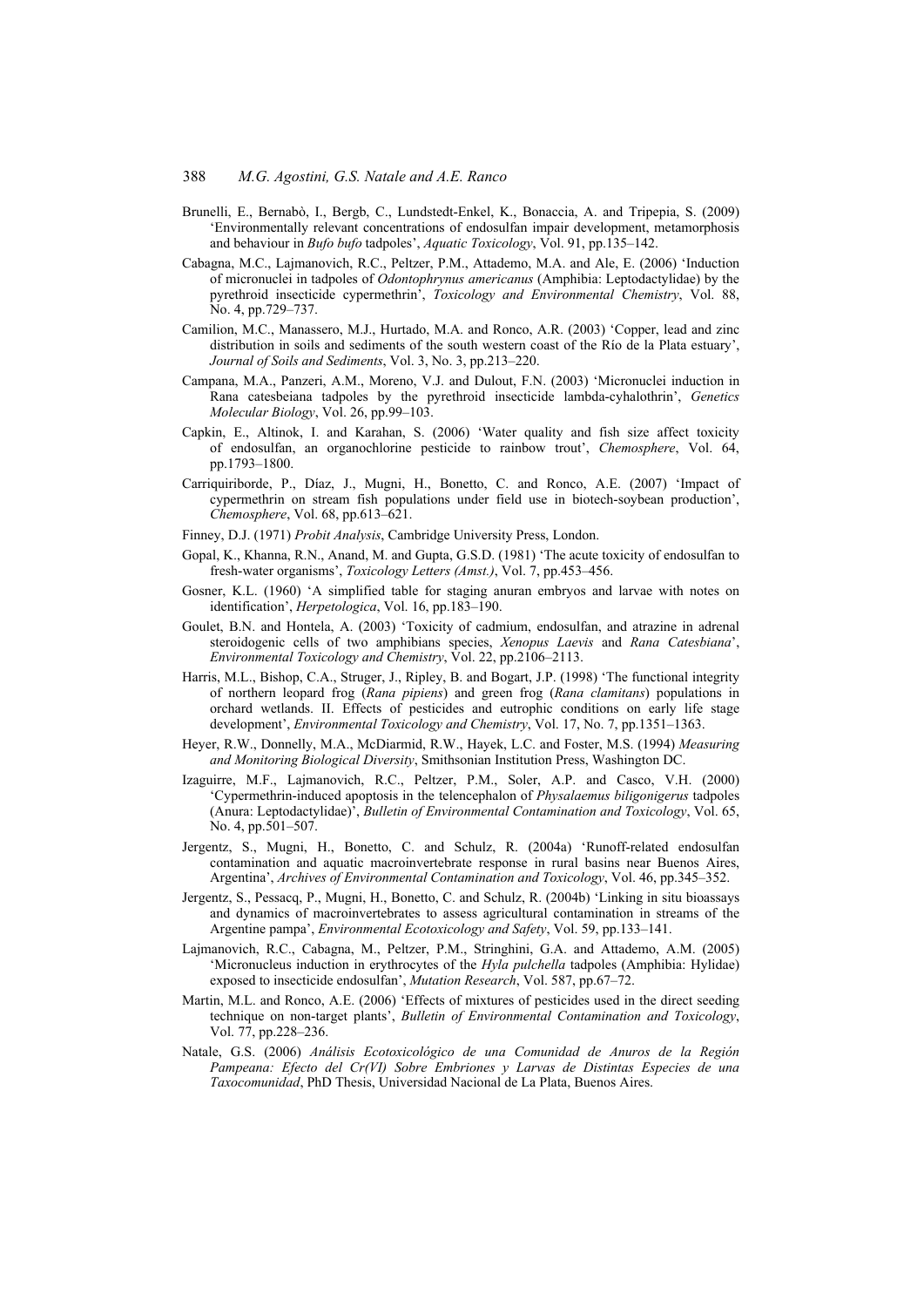Brunelli, E., Bernabò, I., Bergb, C., Lundstedt-Enkel, K., Bonaccia, A. and Tripepia, S. (2009) 'Environmentally relevant concentrations of endosulfan impair development, metamorphosis and behaviour in *Bufo bufo* tadpoles', *Aquatic Toxicology*, Vol. 91, pp.135–142.

Cabagna, M.C., Lajmanovich, R.C., Peltzer, P.M., Attademo, M.A. and Ale, E. (2006) 'Induction of micronuclei in tadpoles of *Odontophrynus americanus* (Amphibia: Leptodactylidae) by the pyrethroid insecticide cypermethrin', *Toxicology and Environmental Chemistry*, Vol. 88, No. 4, pp.729–737.

Camilion, M.C., Manassero, M.J., Hurtado, M.A. and Ronco, A.R. (2003) 'Copper, lead and zinc distribution in soils and sediments of the south western coast of the Río de la Plata estuary', *Journal of Soils and Sediments*, Vol. 3, No. 3, pp.213–220.

Campana, M.A., Panzeri, A.M., Moreno, V.J. and Dulout, F.N. (2003) 'Micronuclei induction in Rana catesbeiana tadpoles by the pyrethroid insecticide lambda-cyhalothrin', *Genetics Molecular Biology*, Vol. 26, pp.99–103.

Capkin, E., Altinok, I. and Karahan, S. (2006) 'Water quality and fish size affect toxicity of endosulfan, an organochlorine pesticide to rainbow trout', *Chemosphere*, Vol. 64, pp.1793–1800.

Carriquiriborde, P., Díaz, J., Mugni, H., Bonetto, C. and Ronco, A.E. (2007) 'Impact of cypermethrin on stream fish populations under field use in biotech-soybean production', *Chemosphere*, Vol. 68, pp.613–621.

Finney, D.J. (1971) *Probit Analysis*, Cambridge University Press, London.

Gopal, K., Khanna, R.N., Anand, M. and Gupta, G.S.D. (1981) 'The acute toxicity of endosulfan to fresh-water organisms', *Toxicology Letters (Amst.)*, Vol. 7, pp.453–456.

Gosner, K.L. (1960) 'A simplified table for staging anuran embryos and larvae with notes on identification', *Herpetologica*, Vol. 16, pp.183–190.

Goulet, B.N. and Hontela, A. (2003) 'Toxicity of cadmium, endosulfan, and atrazine in adrenal steroidogenic cells of two amphibians species, *Xenopus Laevis* and *Rana Catesbiana*', *Environmental Toxicology and Chemistry*, Vol. 22, pp.2106–2113.

Harris, M.L., Bishop, C.A., Struger, J., Ripley, B. and Bogart, J.P. (1998) 'The functional integrity of northern leopard frog (*Rana pipiens*) and green frog (*Rana clamitans*) populations in orchard wetlands. II. Effects of pesticides and eutrophic conditions on early life stage development', *Environmental Toxicology and Chemistry*, Vol. 17, No. 7, pp.1351–1363.

Heyer, R.W., Donnelly, M.A., McDiarmid, R.W., Hayek, L.C. and Foster, M.S. (1994) *Measuring and Monitoring Biological Diversity*, Smithsonian Institution Press, Washington DC.

Izaguirre, M.F., Lajmanovich, R.C., Peltzer, P.M., Soler, A.P. and Casco, V.H. (2000) 'Cypermethrin-induced apoptosis in the telencephalon of *Physalaemus biligonigerus* tadpoles (Anura: Leptodactylidae)', *Bulletin of Environmental Contamination and Toxicology*, Vol. 65, No. 4, pp.501–507.

Jergentz, S., Mugni, H., Bonetto, C. and Schulz, R. (2004a) 'Runoff-related endosulfan contamination and aquatic macroinvertebrate response in rural basins near Buenos Aires, Argentina', *Archives of Environmental Contamination and Toxicology*, Vol. 46, pp.345–352.

Jergentz, S., Pessacq, P., Mugni, H., Bonetto, C. and Schulz, R. (2004b) 'Linking in situ bioassays and dynamics of macroinvertebrates to assess agricultural contamination in streams of the Argentine pampa', *Environmental Ecotoxicology and Safety*, Vol. 59, pp.133–141.

Lajmanovich, R.C., Cabagna, M., Peltzer, P.M., Stringhini, G.A. and Attademo, A.M. (2005) 'Micronucleus induction in erythrocytes of the *Hyla pulchella* tadpoles (Amphibia: Hylidae) exposed to insecticide endosulfan', *Mutation Research*, Vol. 587, pp.67–72.

Martin, M.L. and Ronco, A.E. (2006) 'Effects of mixtures of pesticides used in the direct seeding technique on non-target plants', *Bulletin of Environmental Contamination and Toxicology*, Vol. 77, pp.228–236.

Natale, G.S. (2006) *Análisis Ecotoxicológico de una Comunidad de Anuros de la Región Pampeana: Efecto del Cr(VI) Sobre Embriones y Larvas de Distintas Especies de una Taxocomunidad*, PhD Thesis, Universidad Nacional de La Plata, Buenos Aires.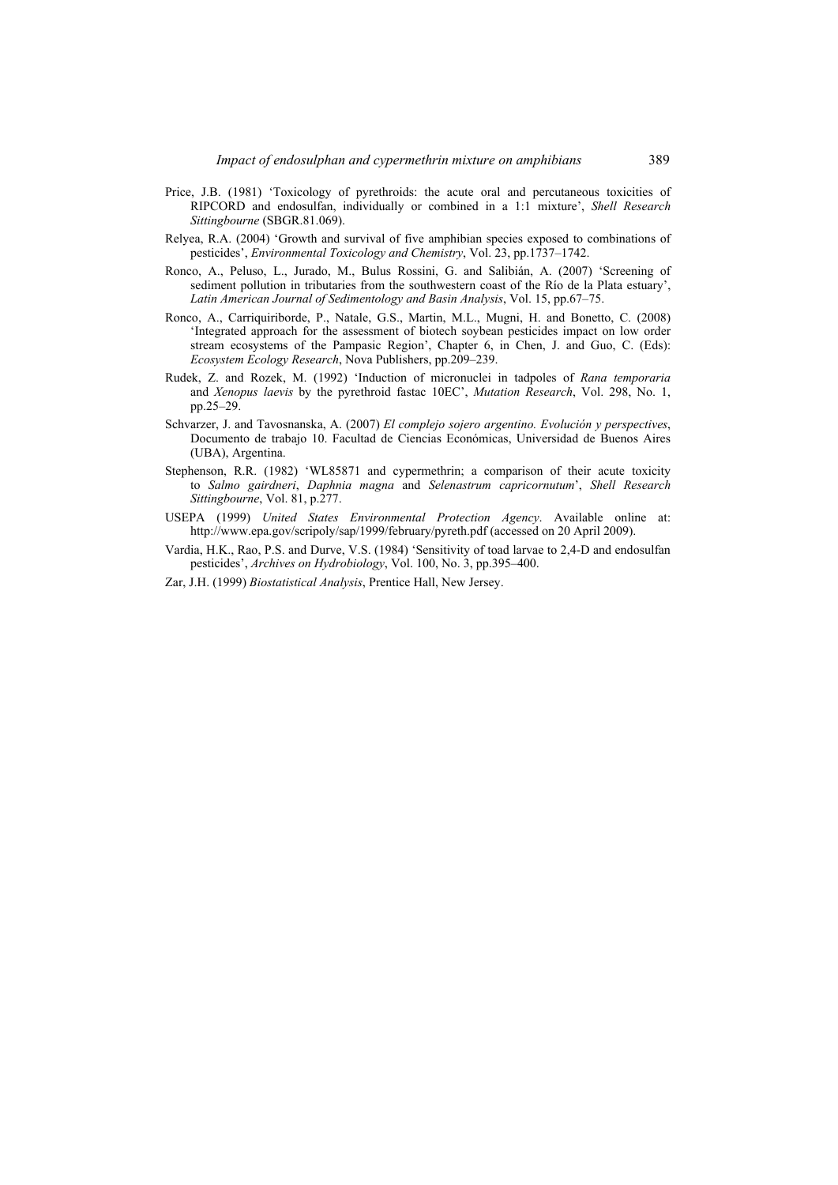Price, J.B. (1981) 'Toxicology of pyrethroids: the acute oral and percutaneous toxicities of RIPCORD and endosulfan, individually or combined in a 1:1 mixture', *Shell Research Sittingbourne* (SBGR.81.069).

Relyea, R.A. (2004) 'Growth and survival of five amphibian species exposed to combinations of pesticides', *Environmental Toxicology and Chemistry*, Vol. 23, pp.1737–1742.

Ronco, A., Peluso, L., Jurado, M., Bulus Rossini, G. and Salibián, A. (2007) 'Screening of sediment pollution in tributaries from the southwestern coast of the Río de la Plata estuary', *Latin American Journal of Sedimentology and Basin Analysis*, Vol. 15, pp.67–75.

Ronco, A., Carriquiriborde, P., Natale, G.S., Martin, M.L., Mugni, H. and Bonetto, C. (2008) 'Integrated approach for the assessment of biotech soybean pesticides impact on low order stream ecosystems of the Pampasic Region', Chapter 6, in Chen, J. and Guo, C. (Eds): *Ecosystem Ecology Research*, Nova Publishers, pp.209–239.

Rudek, Z. and Rozek, M. (1992) 'Induction of micronuclei in tadpoles of *Rana temporaria* and *Xenopus laevis* by the pyrethroid fastac 10EC', *Mutation Research*, Vol. 298, No. 1, pp.25–29.

Schvarzer, J. and Tavosnanska, A. (2007) *El complejo sojero argentino. Evolución y perspectives*, Documento de trabajo 10. Facultad de Ciencias Económicas, Universidad de Buenos Aires (UBA), Argentina.

Stephenson, R.R. (1982) 'WL85871 and cypermethrin; a comparison of their acute toxicity to *Salmo gairdneri*, *Daphnia magna* and *Selenastrum capricornutum*', *Shell Research Sittingbourne*, Vol. 81, p.277.

USEPA (1999) *United States Environmental Protection Agency*. Available online at: http://www.epa.gov/scripoly/sap/1999/february/pyreth.pdf (accessed on 20 April 2009).

Vardia, H.K., Rao, P.S. and Durve, V.S. (1984) 'Sensitivity of toad larvae to 2,4-D and endosulfan pesticides', *Archives on Hydrobiology*, Vol. 100, No. 3, pp.395–400.

Zar, J.H. (1999) *Biostatistical Analysis*, Prentice Hall, New Jersey.